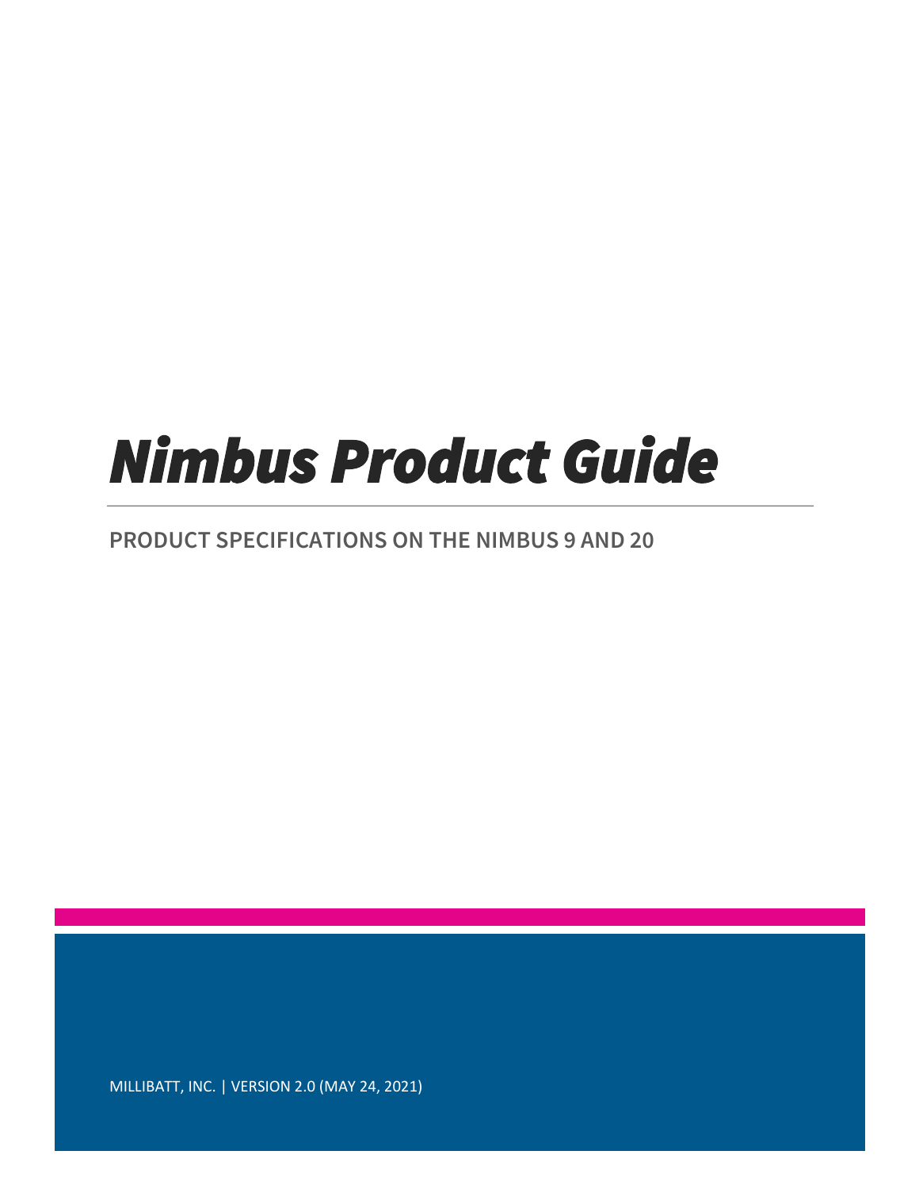# *Nimbus Product Guide*

## PRODUCT SPECIFICATIONS ON THE NIMBUS 9 AND 20

MILLIBATT, INC. | VERSION 2.0 (MAY 24, 2021)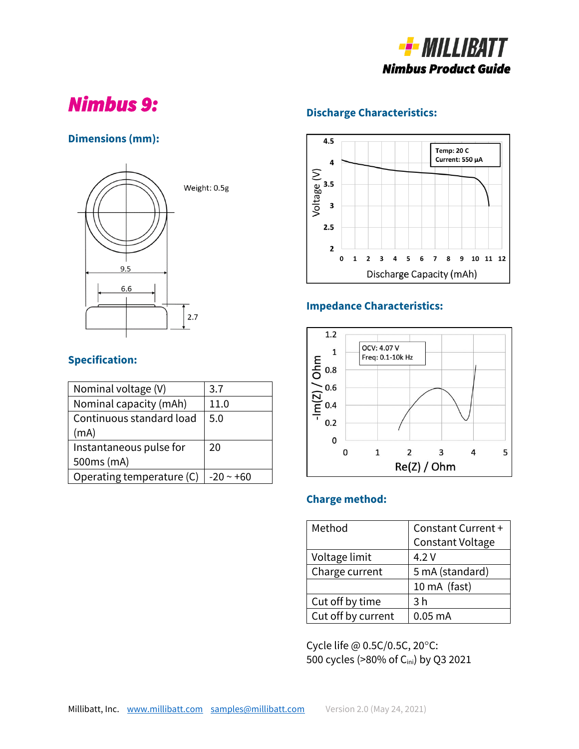# Nimbus 9:

## Dimensions (mm):

Weight: 0.5g

9.5

6.6

2.7

## Specification:

| Nominal voltage (V) | 3.7 |
|---|---|
| Nominal capacity (mAh) | 11.0 |
| Continuous standard load (mA) | 5.0 |
| Instantaneous pulse for 500ms (mA) | 20 |
| Operating temperature (C) | -20 ~ +60 |

## Discharge Characteristics:

Temp: 20 C
Current: 550 µA

Voltage (V)

Discharge Capacity (mAh)

## Impedance Characteristics:

OCV: 4.07 V
Freq: 0.1-10k Hz

-Im(Z) / Ohm

Re(Z) / Ohm

## Charge method:

| Method | Constant Current + Constant Voltage |
|---|---|
| Voltage limit | 4.2 V |
| Charge current | 5 mA (standard) |
| | 10 mA (fast) |
| Cut off by time | 3 h |
| Cut off by current | 0.05 mA |

Cycle life @ 0.5C/0.5C, 20°C:
500 cycles (>80% of $C_{ini}$) by Q3 2021

Millibatt, Inc. www.millibatt.com samples@millibatt.com Version 2.0 (May 24, 2021)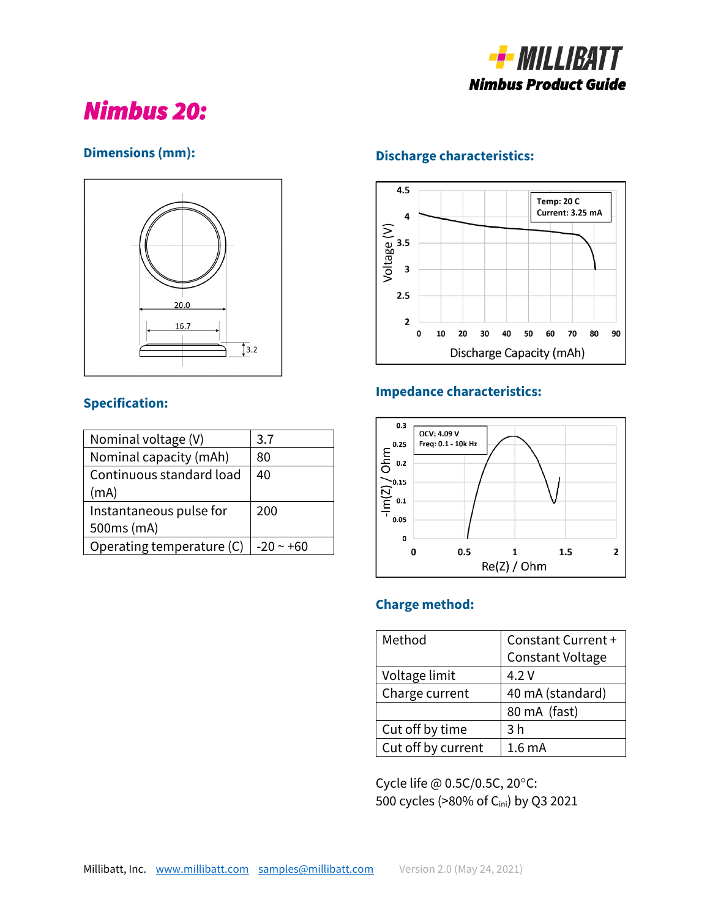# Nimbus 20:

## Dimensions (mm):

## Discharge characteristics:

## Specification:

| Nominal voltage (V) | 3.7 |
|---|---|
| Nominal capacity (mAh) | 80 |
| Continuous standard load (mA) | 40 |
| Instantaneous pulse for 500ms (mA) | 200 |
| Operating temperature (C) | -20 ~ +60 |

## Impedance characteristics:

## Charge method:

| Method | Constant Current + Constant Voltage |
|---|---|
| Voltage limit | 4.2 V |
| Charge current | 40 mA (standard) |
| | 80 mA (fast) |
| Cut off by time | 3 h |
| Cut off by current | 1.6 mA |

Cycle life @ 0.5C/0.5C, 20°C:
500 cycles (>80% of $C_{ini}$) by Q3 2021

Millibatt, Inc. www.millibatt.com samples@millibatt.com Version 2.0 (May 24, 2021)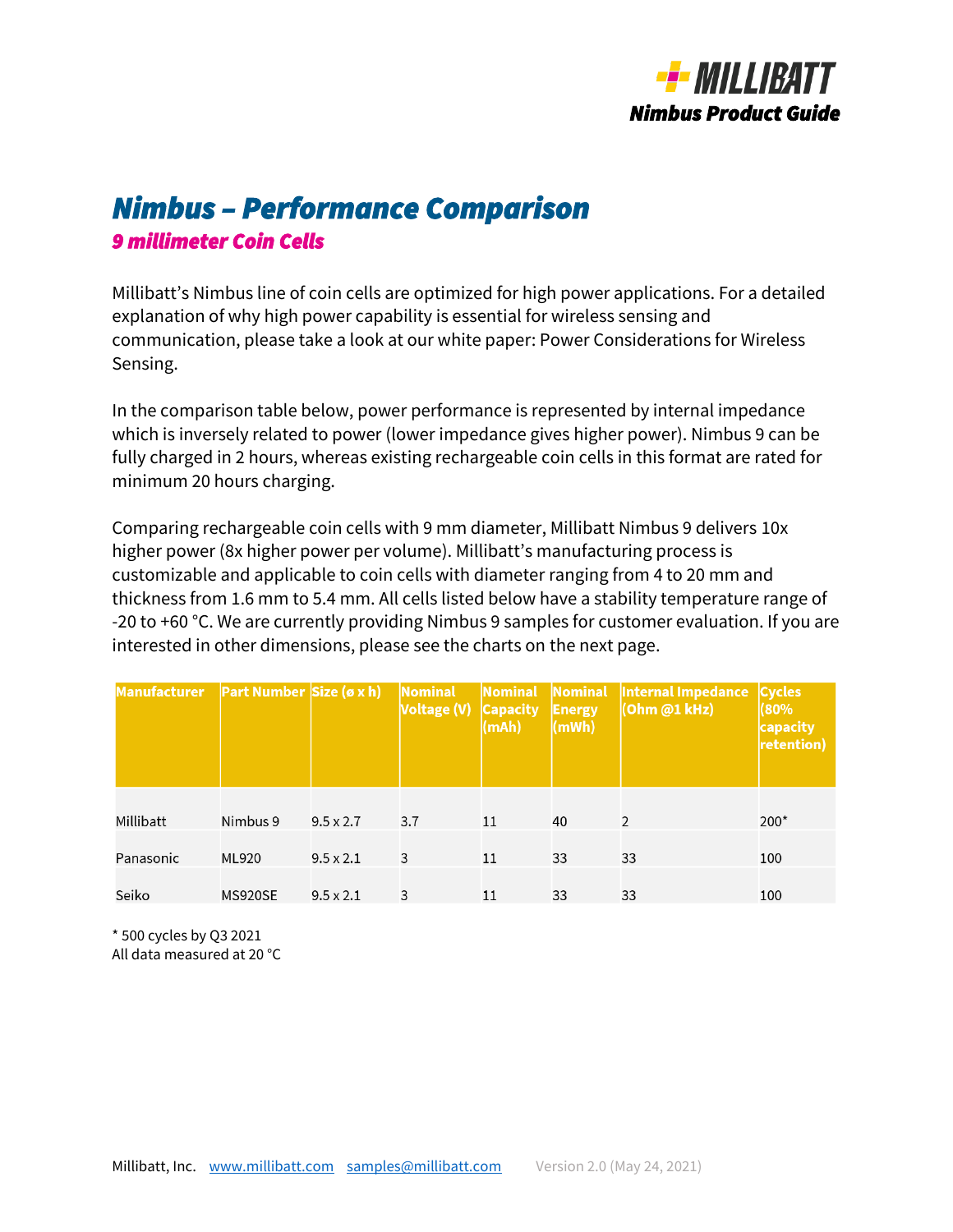# Nimbus – Performance Comparison

## 9 millimeter Coin Cells

Millibatt's Nimbus line of coin cells are optimized for high power applications. For a detailed explanation of why high power capability is essential for wireless sensing and communication, please take a look at our white paper: Power Considerations for Wireless Sensing.

In the comparison table below, power performance is represented by internal impedance which is inversely related to power (lower impedance gives higher power). Nimbus 9 can be fully charged in 2 hours, whereas existing rechargeable coin cells in this format are rated for minimum 20 hours charging.

Comparing rechargeable coin cells with 9 mm diameter, Millibatt Nimbus 9 delivers 10x higher power (8x higher power per volume). Millibatt's manufacturing process is customizable and applicable to coin cells with diameter ranging from 4 to 20 mm and thickness from 1.6 mm to 5.4 mm. All cells listed below have a stability temperature range of -20 to +60 °C. We are currently providing Nimbus 9 samples for customer evaluation. If you are interested in other dimensions, please see the charts on the next page.

| Manufacturer | Part Number | Size (ø x h) | Nominal Voltage (V) | Nominal Capacity (mAh) | Nominal Energy (mWh) | Internal Impedance (Ohm @1 kHz) | Cycles (80% capacity retention) |
|---|---|---|---|---|---|---|---|
| Millibatt | Nimbus 9 | 9.5 x 2.7 | 3.7 | 11 | 40 | 2 | 200* |
| Panasonic | ML920 | 9.5 x 2.1 | 3 | 11 | 33 | 33 | 100 |
| Seiko | MS920SE | 9.5 x 2.1 | 3 | 11 | 33 | 33 | 100 |

* 500 cycles by Q3 2021
All data measured at 20 °C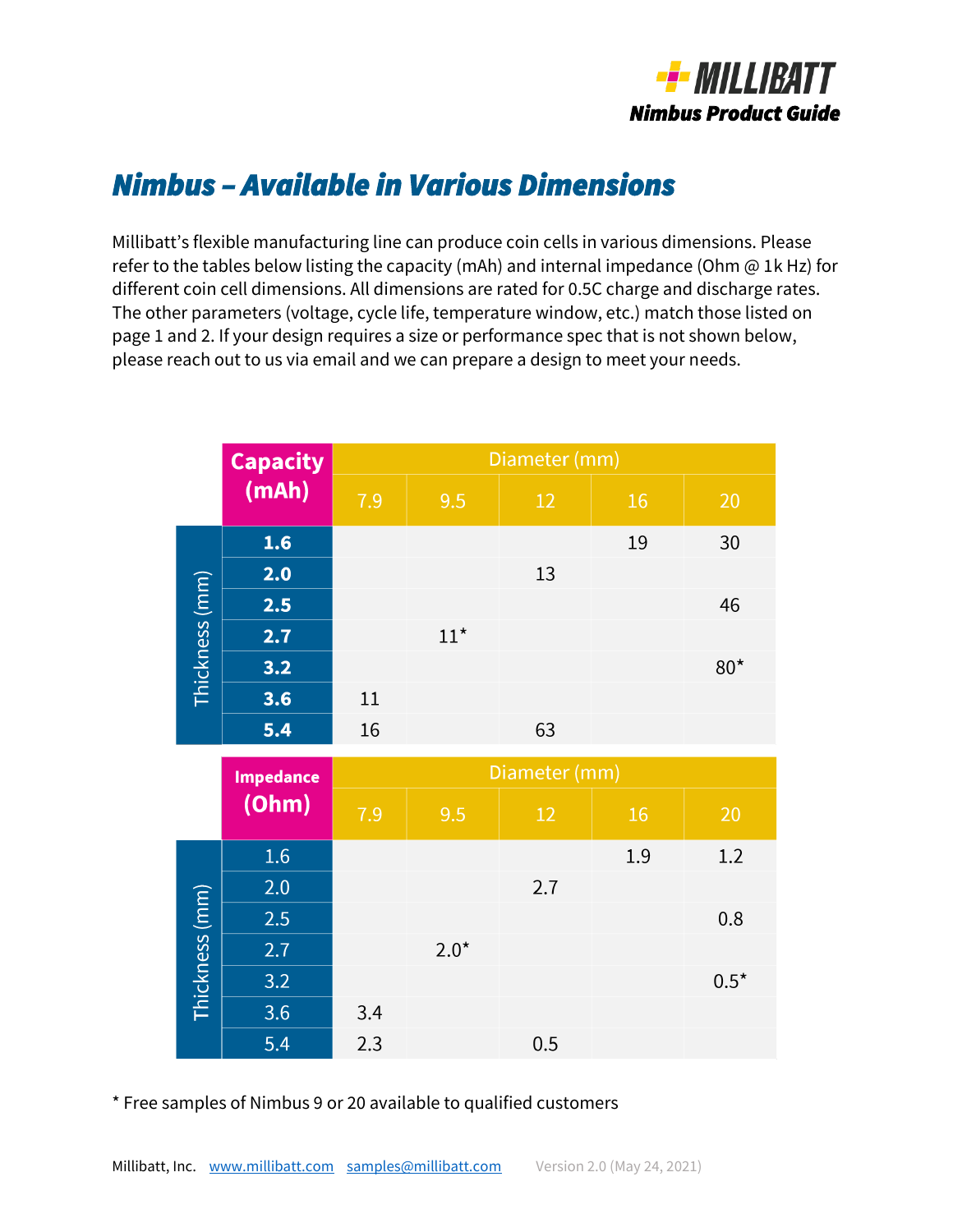# Nimbus – Available in Various Dimensions

Millibatt's flexible manufacturing line can produce coin cells in various dimensions. Please refer to the tables below listing the capacity (mAh) and internal impedance (Ohm @ 1k Hz) for different coin cell dimensions. All dimensions are rated for 0.5C charge and discharge rates. The other parameters (voltage, cycle life, temperature window, etc.) match those listed on page 1 and 2. If your design requires a size or performance spec that is not shown below, please reach out to us via email and we can prepare a design to meet your needs.

| | **Capacity (mAh)** | Diameter (mm) | | | | |
|---|---|---|---|---|---|---|
| | | 7.9 | 9.5 | 12 | 16 | 20 |
| Thickness (mm) | **1.6** | | | | 19 | 30 |
| | **2.0** | | | 13 | | |
| | **2.5** | | | | | 46 |
| | **2.7** | | 11* | | | |
| | **3.2** | | | | | 80* |
| | **3.6** | 11 | | | | |
| | **5.4** | 16 | | 63 | | |

| | **Impedance (Ohm)** | Diameter (mm) | | | | |
|---|---|---|---|---|---|---|
| | | 7.9 | 9.5 | 12 | 16 | 20 |
| Thickness (mm) | 1.6 | | | | 1.9 | 1.2 |
| | 2.0 | | | 2.7 | | |
| | 2.5 | | | | | 0.8 |
| | 2.7 | | 2.0* | | | |
| | 3.2 | | | | | 0.5* |
| | 3.6 | 3.4 | | | | |
| | 5.4 | 2.3 | | 0.5 | | |

* Free samples of Nimbus 9 or 20 available to qualified customers

Millibatt, Inc. www.millibatt.com samples@millibatt.com Version 2.0 (May 24, 2021)